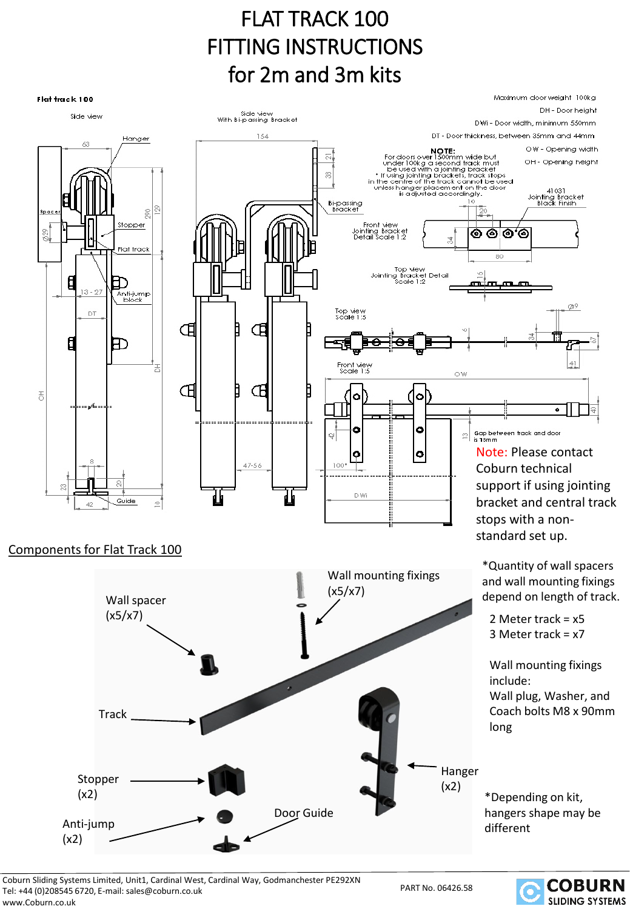# FLAT TRACK 100
# FITTING INSTRUCTIONS
# for 2m and 3m kits

Flat track 100

Side view

Side view
With Bi-passing Bracket

Maximum door weight 100kg

DH - Door height

DWi - Door width, minimum 550mm

DT - Door thickness, between 35mm and 44mm

OW - Opening width

OH - Opening height

**NOTE:**
For doors over 1500mm wide but under 100kg a second track must be used with a jointing bracket
* If using jointing brackets, track stops in the centre of the track cannot be used unless hanger placement on the door is adjusted accordingly.

41031
Jointing Bracket
Black Finish

Front view
Jointing Bracket
Detail Scale 1:2

Top view
Jointing Bracket Detail
Scale 1:2

Top view
Scale 1:5

Front view
Scale 1:5

Gap between track and door is 13mm

Hanger, Spacer, Stopper, Flat track, Anti-jump block, Guide, Bi-passing Bracket

Note: Please contact Coburn technical support if using jointing bracket and central track stops with a non-standard set up.

## Components for Flat Track 100

- Wall spacer (x5/x7)
- Wall mounting fixings (x5/x7)
- Track
- Stopper (x2)
- Anti-jump (x2)
- Door Guide
- Hanger (x2)

*Quantity of wall spacers and wall mounting fixings depend on length of track.

2 Meter track = x5
3 Meter track = x7

Wall mounting fixings include:
Wall plug, Washer, and Coach bolts M8 x 90mm long

*Depending on kit, hangers shape may be different

Coburn Sliding Systems Limited, Unit1, Cardinal West, Cardinal Way, Godmanchester PE292XN
Tel: +44 (0)208545 6720, E-mail: sales@coburn.co.uk
www.Coburn.co.uk

PART No. 06426.58

COBURN SLIDING SYSTEMS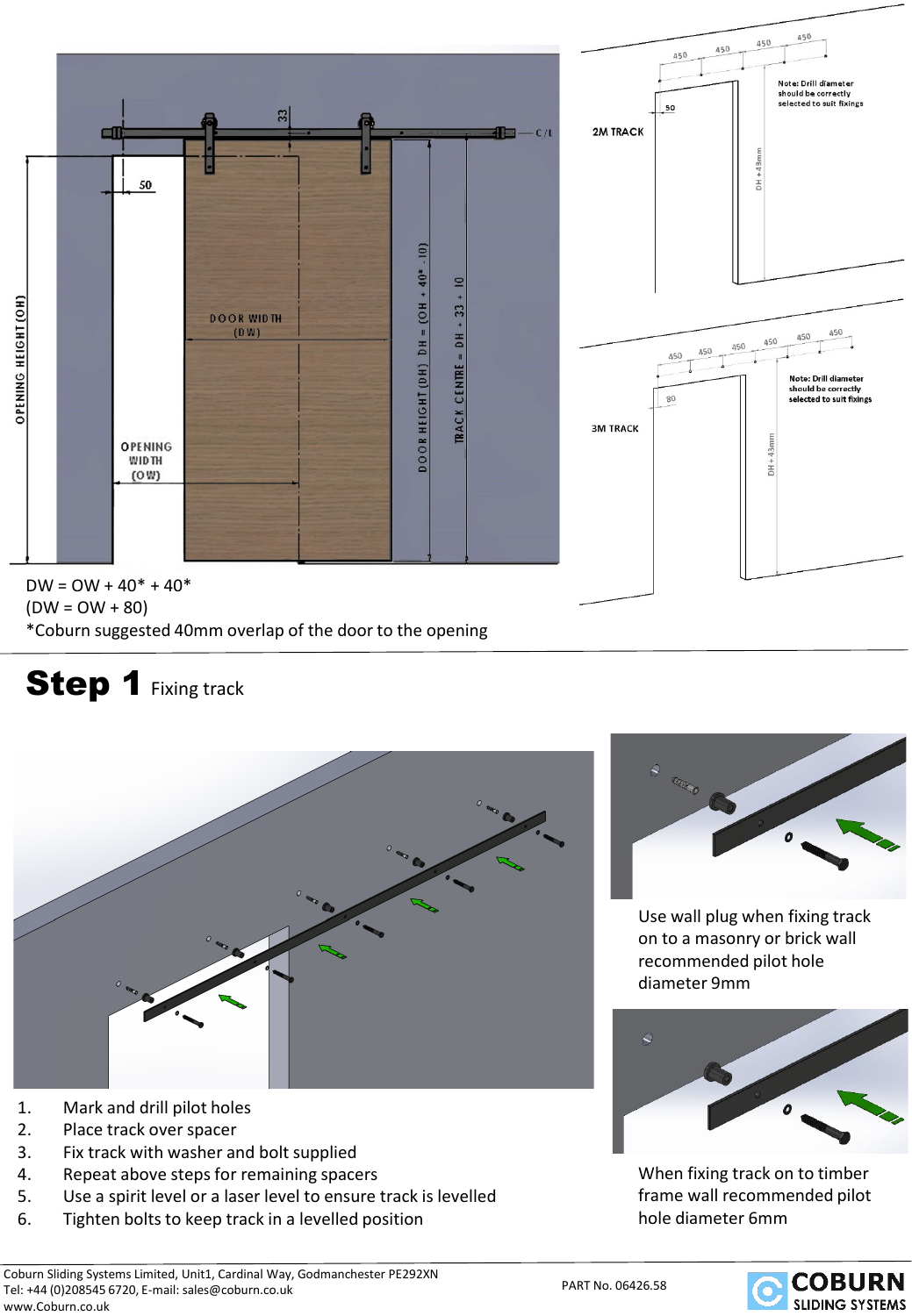DW = OW + 40* + 40*

(DW = OW + 80)

*Coburn suggested 40mm overlap of the door to the opening

# Step 1 Fixing track

1. Mark and drill pilot holes
2. Place track over spacer
3. Fix track with washer and bolt supplied
4. Repeat above steps for remaining spacers
5. Use a spirit level or a laser level to ensure track is levelled
6. Tighten bolts to keep track in a levelled position

Use wall plug when fixing track on to a masonry or brick wall recommended pilot hole diameter 9mm

When fixing track on to timber frame wall recommended pilot hole diameter 6mm

Coburn Sliding Systems Limited, Unit1, Cardinal Way, Godmanchester PE292XN
Tel: +44 (0)208545 6720, E-mail: sales@coburn.co.uk
www.Coburn.co.uk

PART No. 06426.58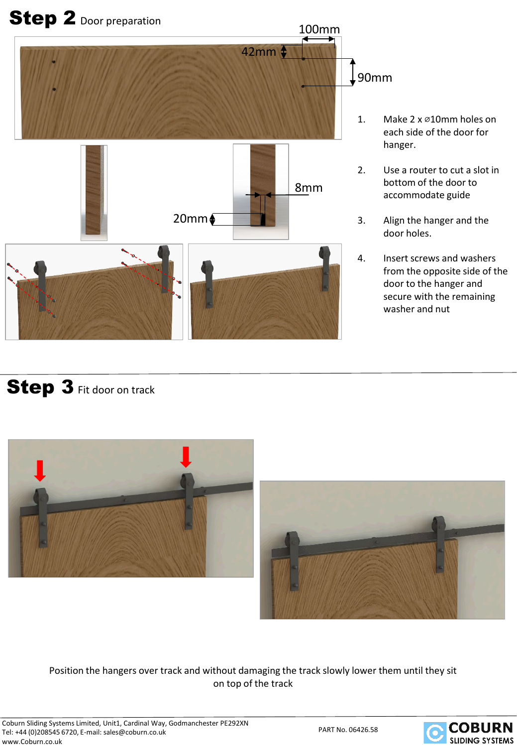## Step 2 Door preparation

100mm

42mm

90mm

8mm

20mm

1. Make 2 x ⌀10mm holes on each side of the door for hanger.
2. Use a router to cut a slot in bottom of the door to accommodate guide
3. Align the hanger and the door holes.
4. Insert screws and washers from the opposite side of the door to the hanger and secure with the remaining washer and nut

## Step 3 Fit door on track

Position the hangers over track and without damaging the track slowly lower them until they sit on top of the track

Coburn Sliding Systems Limited, Unit1, Cardinal Way, Godmanchester PE292XN
Tel: +44 (0)208545 6720, E-mail: sales@coburn.co.uk
www.Coburn.co.uk

PART No. 06426.58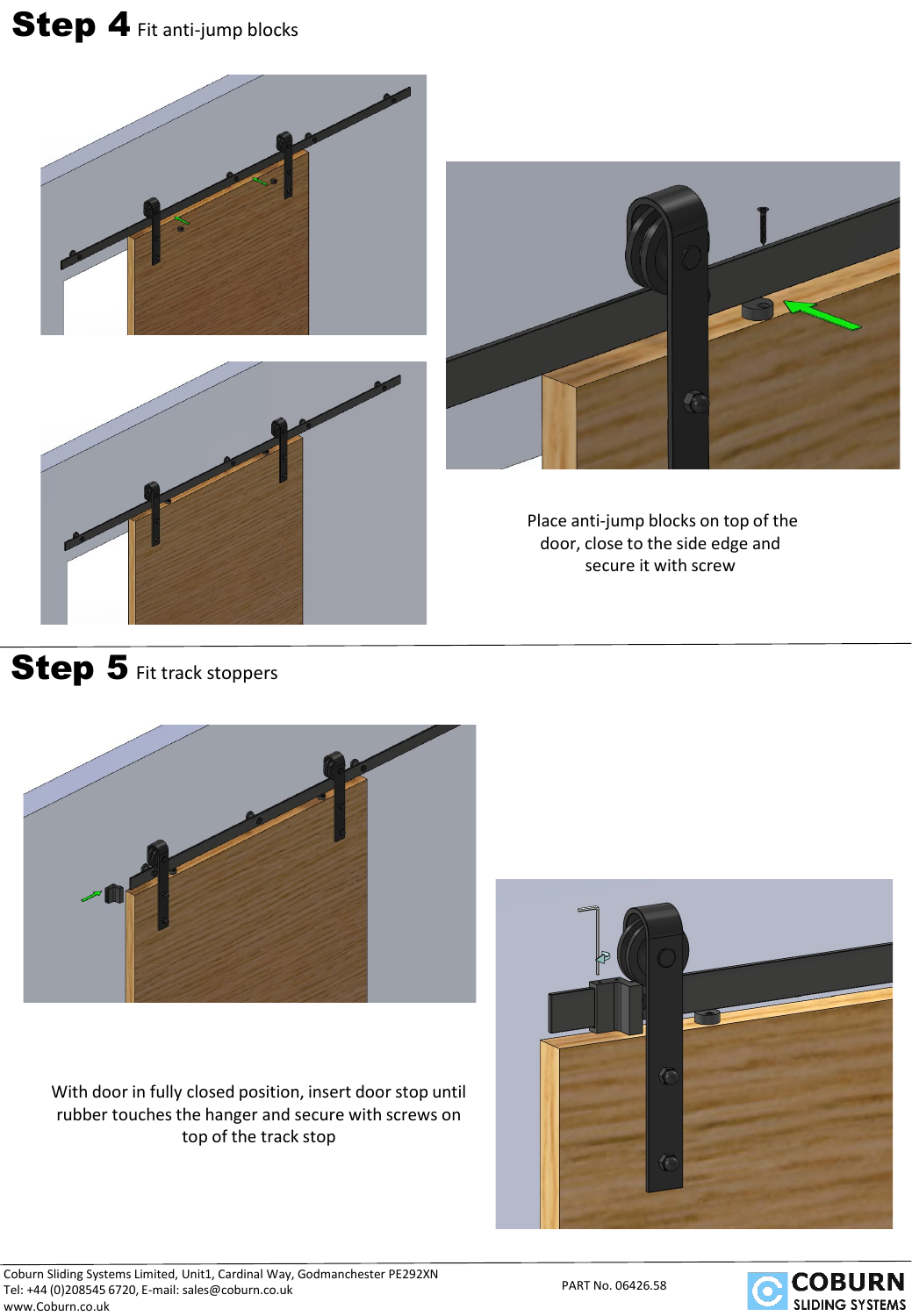# Step 4 Fit anti-jump blocks

Place anti-jump blocks on top of the door, close to the side edge and secure it with screw

# Step 5 Fit track stoppers

With door in fully closed position, insert door stop until rubber touches the hanger and secure with screws on top of the track stop

Coburn Sliding Systems Limited, Unit1, Cardinal Way, Godmanchester PE292XN
Tel: +44 (0)208545 6720, E-mail: sales@coburn.co.uk
www.Coburn.co.uk

PART No. 06426.58

COBURN SLIDING SYSTEMS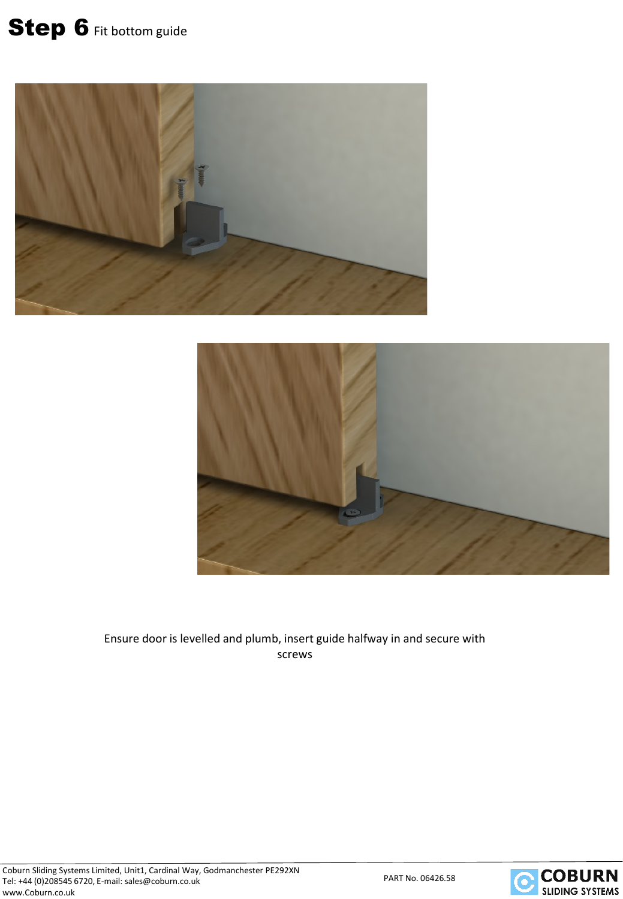# **Step 6** Fit bottom guide

Ensure door is levelled and plumb, insert guide halfway in and secure with screws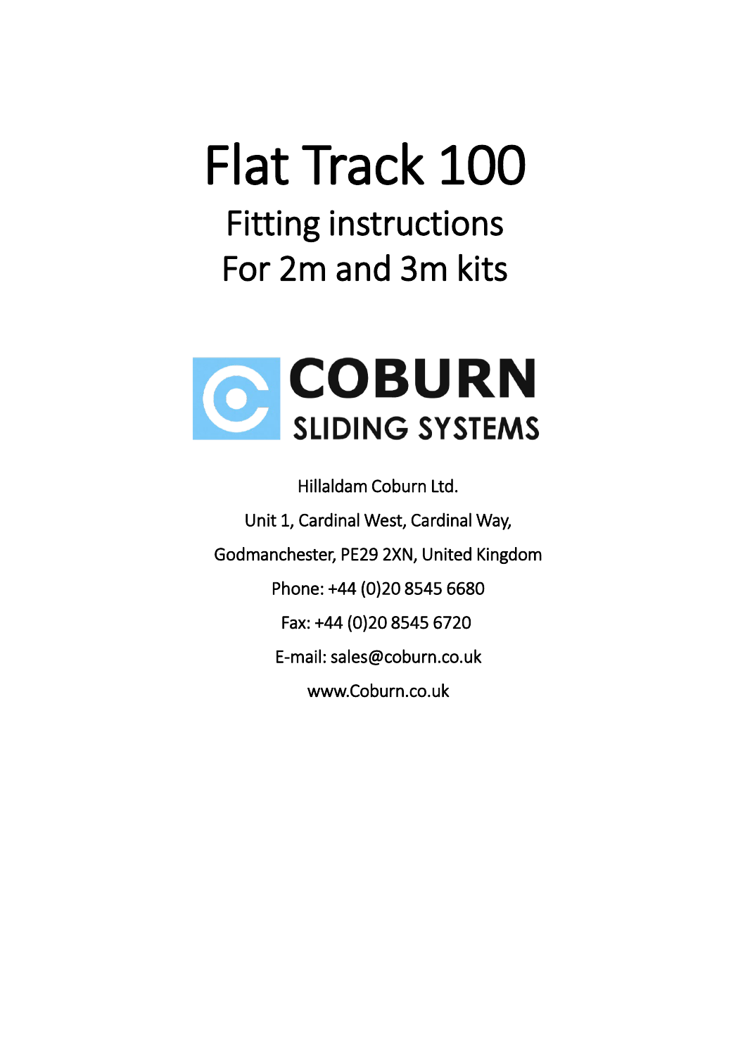# Flat Track 100

## Fitting instructions
## For 2m and 3m kits

COBURN
SLIDING SYSTEMS

Hillaldam Coburn Ltd.

Unit 1, Cardinal West, Cardinal Way,

Godmanchester, PE29 2XN, United Kingdom

Phone: +44 (0)20 8545 6680

Fax: +44 (0)20 8545 6720

E-mail: sales@coburn.co.uk

www.Coburn.co.uk